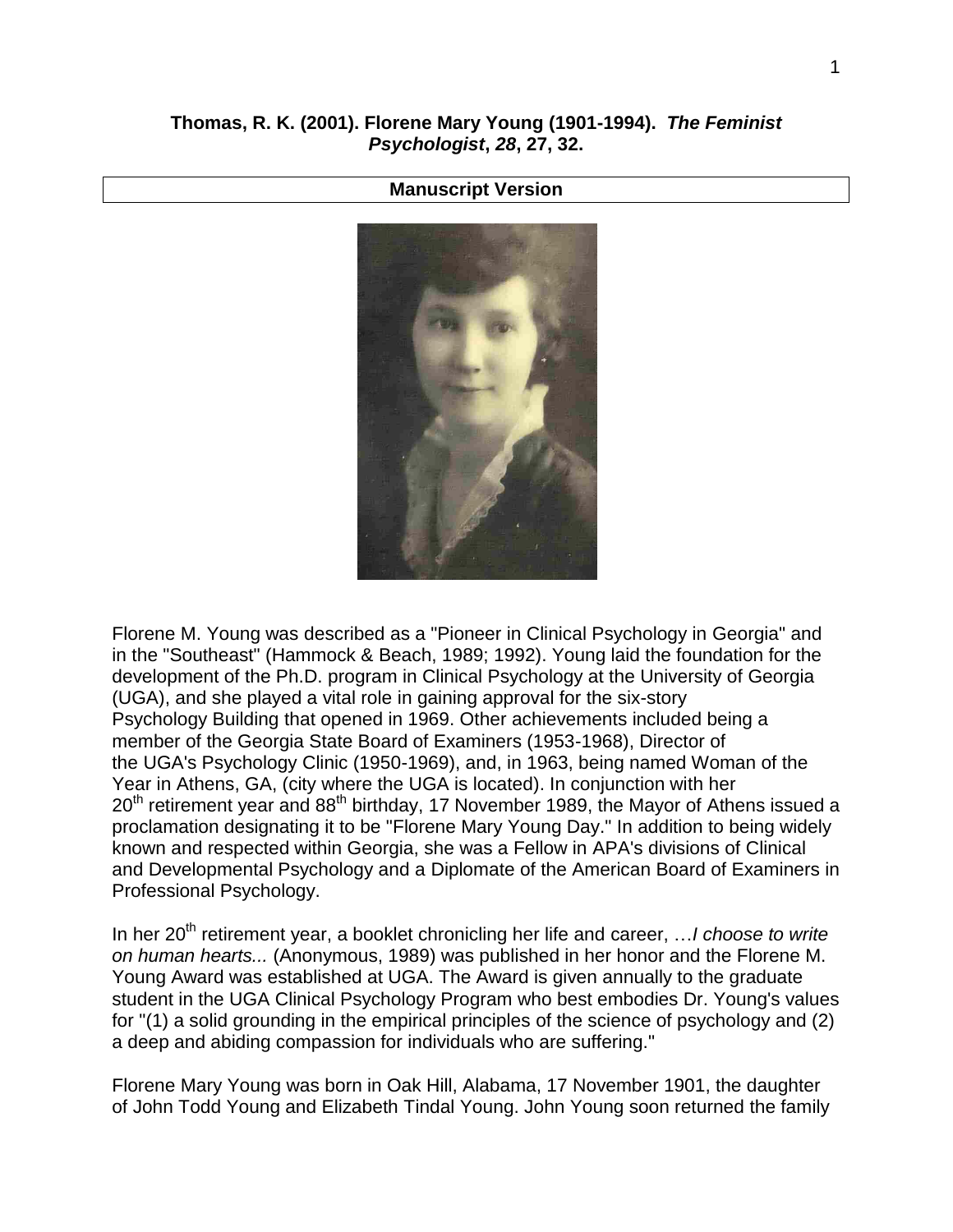**Thomas, R. K. (2001). Florene Mary Young (1901-1994). *The Feminist Psychologist*, *28*, 27, 32.**

**Manuscript Version**

Florene M. Young was described as a "Pioneer in Clinical Psychology in Georgia" and in the "Southeast" (Hammock & Beach, 1989; 1992). Young laid the foundation for the development of the Ph.D. program in Clinical Psychology at the University of Georgia (UGA), and she played a vital role in gaining approval for the six-story Psychology Building that opened in 1969. Other achievements included being a member of the Georgia State Board of Examiners (1953-1968), Director of the UGA's Psychology Clinic (1950-1969), and, in 1963, being named Woman of the Year in Athens, GA, (city where the UGA is located). In conjunction with her 20th retirement year and 88th birthday, 17 November 1989, the Mayor of Athens issued a proclamation designating it to be "Florene Mary Young Day." In addition to being widely known and respected within Georgia, she was a Fellow in APA's divisions of Clinical and Developmental Psychology and a Diplomate of the American Board of Examiners in Professional Psychology.

In her 20th retirement year, a booklet chronicling her life and career, …*I choose to write on human hearts...* (Anonymous, 1989) was published in her honor and the Florene M. Young Award was established at UGA. The Award is given annually to the graduate student in the UGA Clinical Psychology Program who best embodies Dr. Young's values for "(1) a solid grounding in the empirical principles of the science of psychology and (2) a deep and abiding compassion for individuals who are suffering."

Florene Mary Young was born in Oak Hill, Alabama, 17 November 1901, the daughter of John Todd Young and Elizabeth Tindal Young. John Young soon returned the family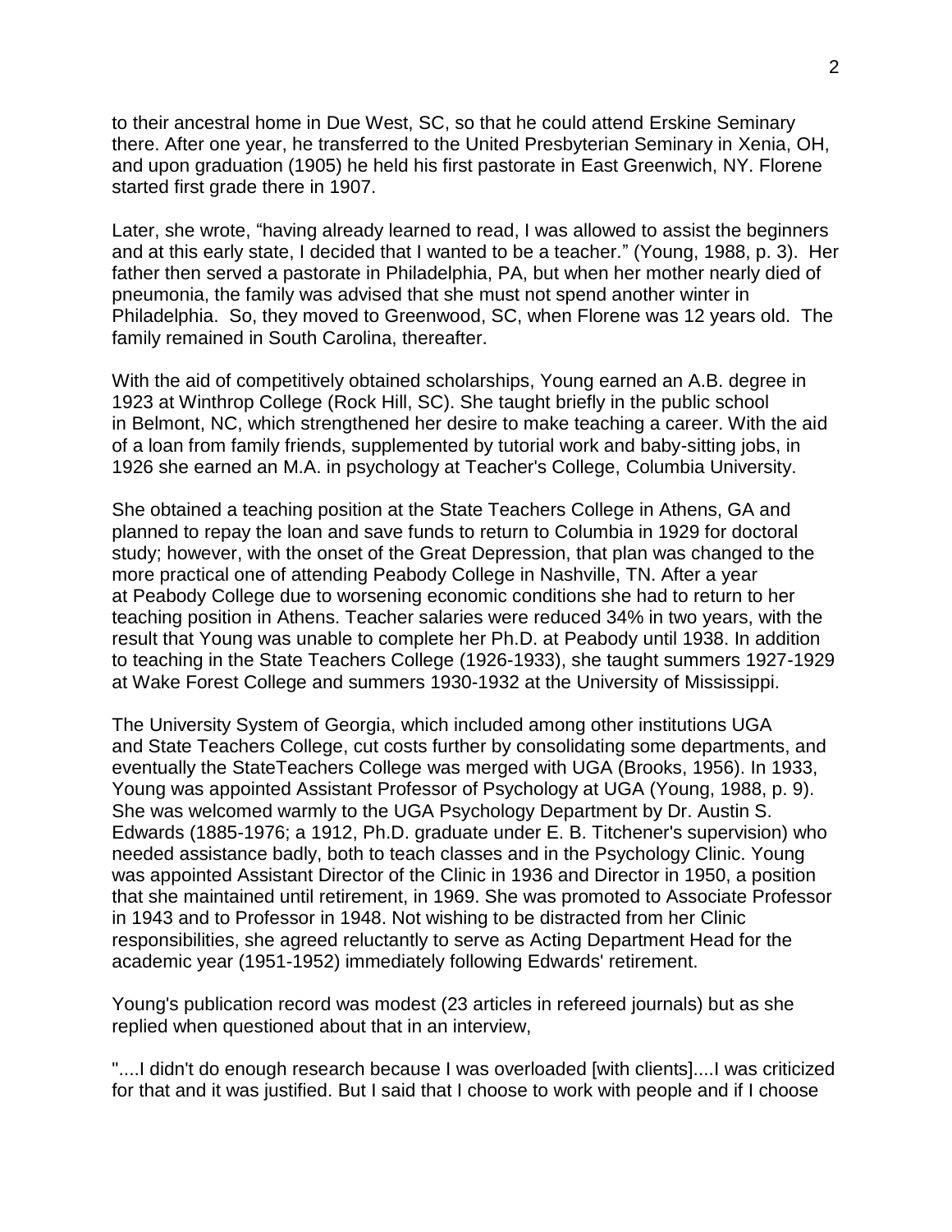to their ancestral home in Due West, SC, so that he could attend Erskine Seminary there. After one year, he transferred to the United Presbyterian Seminary in Xenia, OH, and upon graduation (1905) he held his first pastorate in East Greenwich, NY. Florene started first grade there in 1907.

Later, she wrote, "having already learned to read, I was allowed to assist the beginners and at this early state, I decided that I wanted to be a teacher." (Young, 1988, p. 3). Her father then served a pastorate in Philadelphia, PA, but when her mother nearly died of pneumonia, the family was advised that she must not spend another winter in Philadelphia. So, they moved to Greenwood, SC, when Florene was 12 years old. The family remained in South Carolina, thereafter.

With the aid of competitively obtained scholarships, Young earned an A.B. degree in 1923 at Winthrop College (Rock Hill, SC). She taught briefly in the public school in Belmont, NC, which strengthened her desire to make teaching a career. With the aid of a loan from family friends, supplemented by tutorial work and baby-sitting jobs, in 1926 she earned an M.A. in psychology at Teacher's College, Columbia University.

She obtained a teaching position at the State Teachers College in Athens, GA and planned to repay the loan and save funds to return to Columbia in 1929 for doctoral study; however, with the onset of the Great Depression, that plan was changed to the more practical one of attending Peabody College in Nashville, TN. After a year at Peabody College due to worsening economic conditions she had to return to her teaching position in Athens. Teacher salaries were reduced 34% in two years, with the result that Young was unable to complete her Ph.D. at Peabody until 1938. In addition to teaching in the State Teachers College (1926-1933), she taught summers 1927-1929 at Wake Forest College and summers 1930-1932 at the University of Mississippi.

The University System of Georgia, which included among other institutions UGA and State Teachers College, cut costs further by consolidating some departments, and eventually the StateTeachers College was merged with UGA (Brooks, 1956). In 1933, Young was appointed Assistant Professor of Psychology at UGA (Young, 1988, p. 9). She was welcomed warmly to the UGA Psychology Department by Dr. Austin S. Edwards (1885-1976; a 1912, Ph.D. graduate under E. B. Titchener's supervision) who needed assistance badly, both to teach classes and in the Psychology Clinic. Young was appointed Assistant Director of the Clinic in 1936 and Director in 1950, a position that she maintained until retirement, in 1969. She was promoted to Associate Professor in 1943 and to Professor in 1948. Not wishing to be distracted from her Clinic responsibilities, she agreed reluctantly to serve as Acting Department Head for the academic year (1951-1952) immediately following Edwards' retirement.

Young's publication record was modest (23 articles in refereed journals) but as she replied when questioned about that in an interview,

"....I didn't do enough research because I was overloaded [with clients]....I was criticized for that and it was justified. But I said that I choose to work with people and if I choose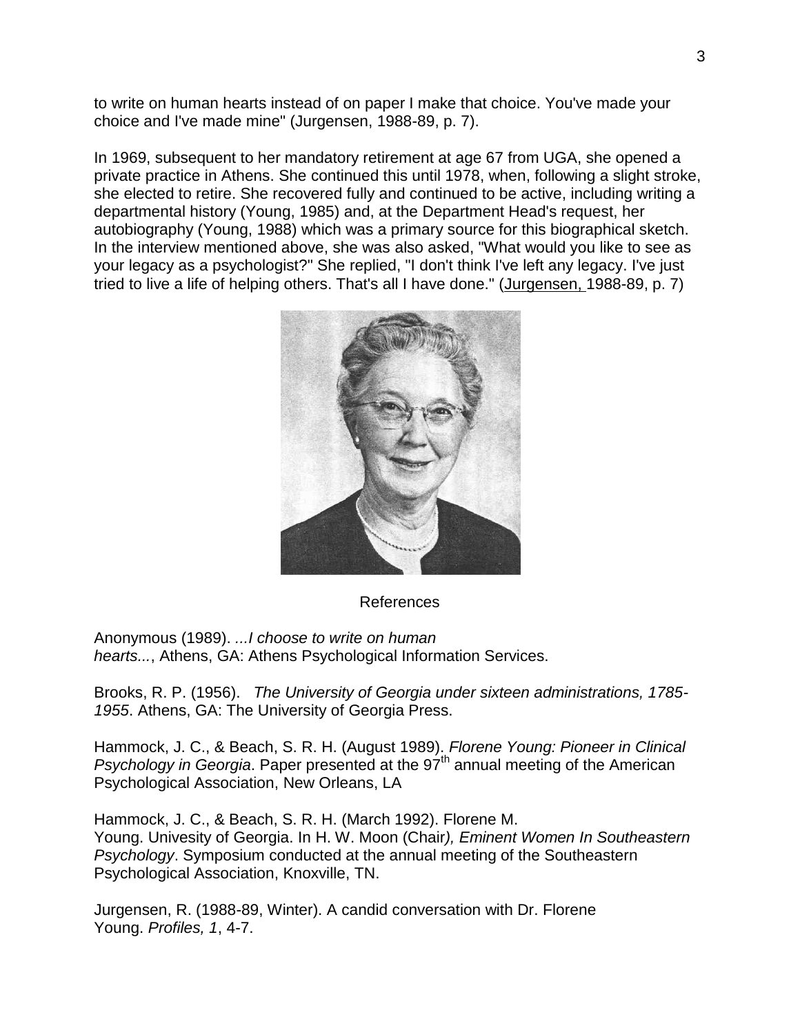to write on human hearts instead of on paper I make that choice. You've made your choice and I've made mine" (Jurgensen, 1988-89, p. 7).

In 1969, subsequent to her mandatory retirement at age 67 from UGA, she opened a private practice in Athens. She continued this until 1978, when, following a slight stroke, she elected to retire. She recovered fully and continued to be active, including writing a departmental history (Young, 1985) and, at the Department Head's request, her autobiography (Young, 1988) which was a primary source for this biographical sketch. In the interview mentioned above, she was also asked, "What would you like to see as your legacy as a psychologist?" She replied, "I don't think I've left any legacy. I've just tried to live a life of helping others. That's all I have done." (Jurgensen, 1988-89, p. 7)

## References

Anonymous (1989). *...I choose to write on human hearts...*, Athens, GA: Athens Psychological Information Services.

Brooks, R. P. (1956). *The University of Georgia under sixteen administrations, 1785-1955*. Athens, GA: The University of Georgia Press.

Hammock, J. C., & Beach, S. R. H. (August 1989). *Florene Young: Pioneer in Clinical Psychology in Georgia*. Paper presented at the 97th annual meeting of the American Psychological Association, New Orleans, LA

Hammock, J. C., & Beach, S. R. H. (March 1992). Florene M. Young. Univesity of Georgia. In H. W. Moon (Chair*), Eminent Women In Southeastern Psychology*. Symposium conducted at the annual meeting of the Southeastern Psychological Association, Knoxville, TN.

Jurgensen, R. (1988-89, Winter). A candid conversation with Dr. Florene Young. *Profiles, 1*, 4-7.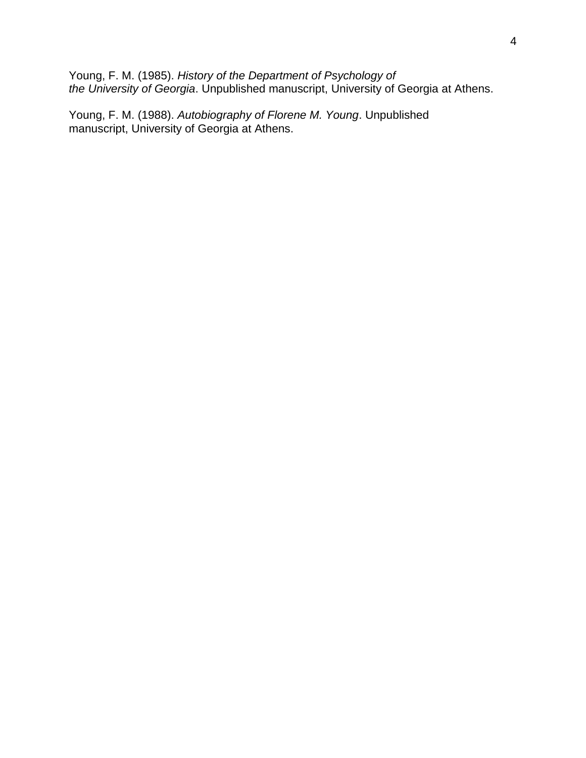Young, F. M. (1985). *History of the Department of Psychology of the University of Georgia*. Unpublished manuscript, University of Georgia at Athens.

Young, F. M. (1988). *Autobiography of Florene M. Young*. Unpublished manuscript, University of Georgia at Athens.